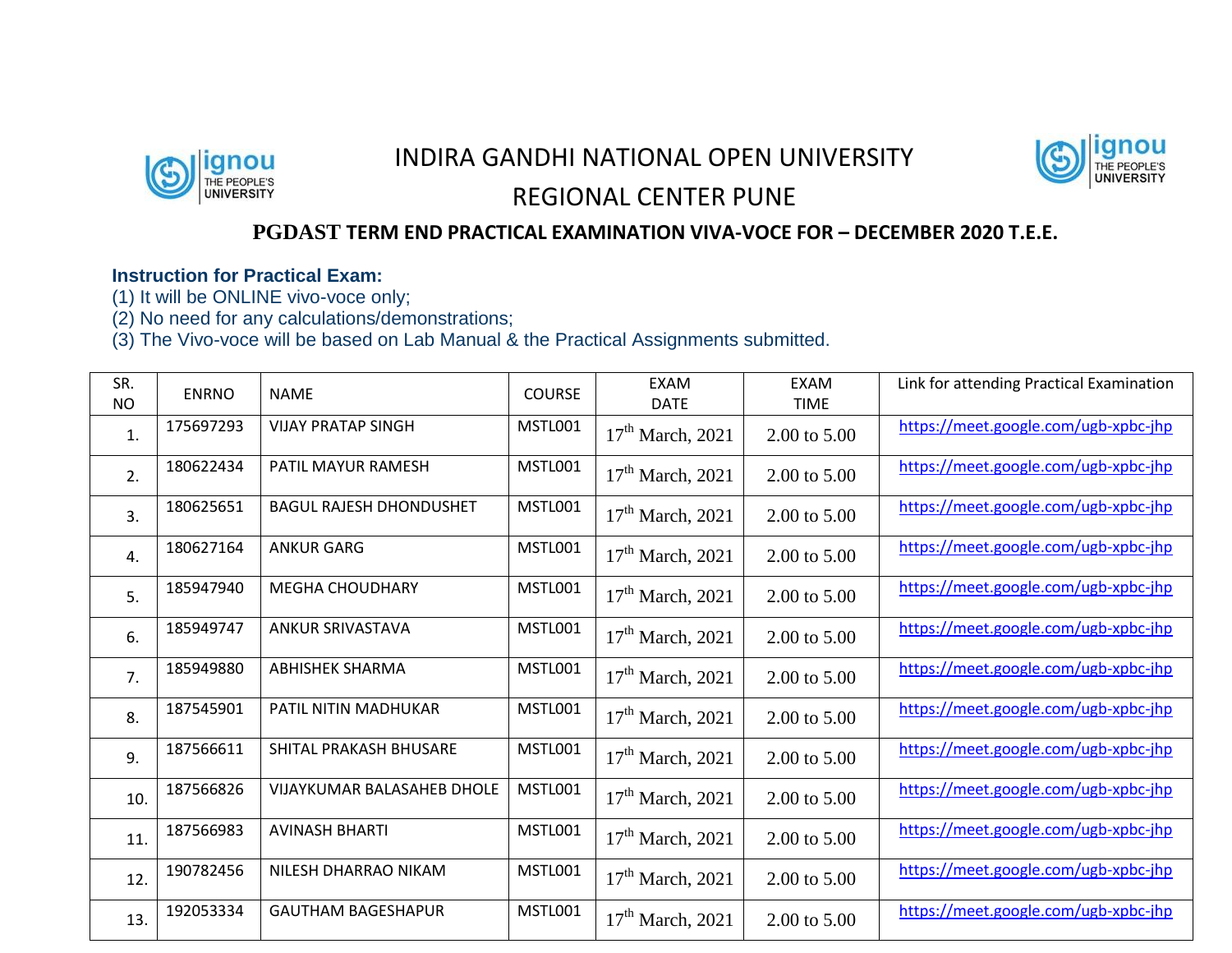# INDIRA GANDHI NATIONAL OPEN UNIVERSITY

## REGIONAL CENTER PUNE

### PGDAST TERM END PRACTICAL EXAMINATION VIVA-VOCE FOR – DECEMBER 2020 T.E.E.

**Instruction for Practical Exam:**

(1) It will be ONLINE vivo-voce only;
(2) No need for any calculations/demonstrations;
(3) The Vivo-voce will be based on Lab Manual & the Practical Assignments submitted.

| SR. NO | ENRNO | NAME | COURSE | EXAM DATE | EXAM TIME | Link for attending Practical Examination |
|---|---|---|---|---|---|---|
| 1. | 175697293 | VIJAY PRATAP SINGH | MSTL001 | 17th March, 2021 | 2.00 to 5.00 | https://meet.google.com/ugb-xpbc-jhp |
| 2. | 180622434 | PATIL MAYUR RAMESH | MSTL001 | 17th March, 2021 | 2.00 to 5.00 | https://meet.google.com/ugb-xpbc-jhp |
| 3. | 180625651 | BAGUL RAJESH DHONDUSHET | MSTL001 | 17th March, 2021 | 2.00 to 5.00 | https://meet.google.com/ugb-xpbc-jhp |
| 4. | 180627164 | ANKUR GARG | MSTL001 | 17th March, 2021 | 2.00 to 5.00 | https://meet.google.com/ugb-xpbc-jhp |
| 5. | 185947940 | MEGHA CHOUDHARY | MSTL001 | 17th March, 2021 | 2.00 to 5.00 | https://meet.google.com/ugb-xpbc-jhp |
| 6. | 185949747 | ANKUR SRIVASTAVA | MSTL001 | 17th March, 2021 | 2.00 to 5.00 | https://meet.google.com/ugb-xpbc-jhp |
| 7. | 185949880 | ABHISHEK SHARMA | MSTL001 | 17th March, 2021 | 2.00 to 5.00 | https://meet.google.com/ugb-xpbc-jhp |
| 8. | 187545901 | PATIL NITIN MADHUKAR | MSTL001 | 17th March, 2021 | 2.00 to 5.00 | https://meet.google.com/ugb-xpbc-jhp |
| 9. | 187566611 | SHITAL PRAKASH BHUSARE | MSTL001 | 17th March, 2021 | 2.00 to 5.00 | https://meet.google.com/ugb-xpbc-jhp |
| 10. | 187566826 | VIJAYKUMAR BALASAHEB DHOLE | MSTL001 | 17th March, 2021 | 2.00 to 5.00 | https://meet.google.com/ugb-xpbc-jhp |
| 11. | 187566983 | AVINASH BHARTI | MSTL001 | 17th March, 2021 | 2.00 to 5.00 | https://meet.google.com/ugb-xpbc-jhp |
| 12. | 190782456 | NILESH DHARRAO NIKAM | MSTL001 | 17th March, 2021 | 2.00 to 5.00 | https://meet.google.com/ugb-xpbc-jhp |
| 13. | 192053334 | GAUTHAM BAGESHAPUR | MSTL001 | 17th March, 2021 | 2.00 to 5.00 | https://meet.google.com/ugb-xpbc-jhp |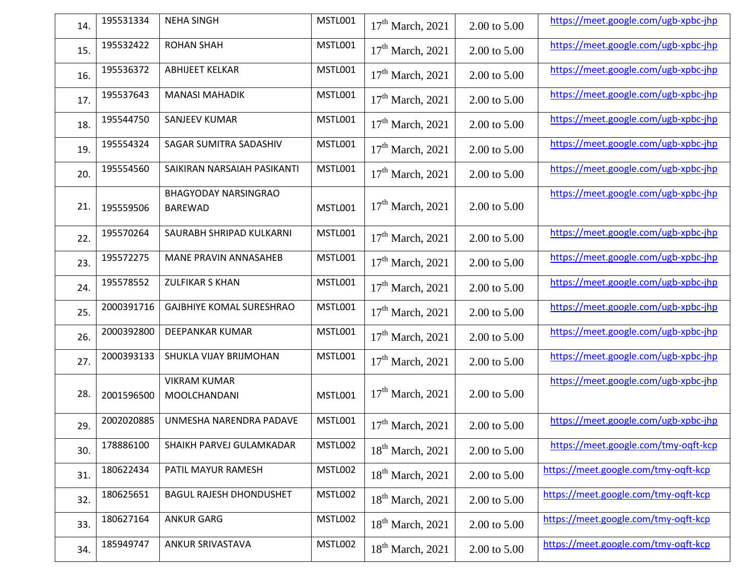| 14. | 195531334 | NEHA SINGH | MSTL001 | 17th March, 2021 | 2.00 to 5.00 | https://meet.google.com/ugb-xpbc-jhp |
|---|---|---|---|---|---|---|
| 15. | 195532422 | ROHAN SHAH | MSTL001 | 17th March, 2021 | 2.00 to 5.00 | https://meet.google.com/ugb-xpbc-jhp |
| 16. | 195536372 | ABHIJEET KELKAR | MSTL001 | 17th March, 2021 | 2.00 to 5.00 | https://meet.google.com/ugb-xpbc-jhp |
| 17. | 195537643 | MANASI MAHADIK | MSTL001 | 17th March, 2021 | 2.00 to 5.00 | https://meet.google.com/ugb-xpbc-jhp |
| 18. | 195544750 | SANJEEV KUMAR | MSTL001 | 17th March, 2021 | 2.00 to 5.00 | https://meet.google.com/ugb-xpbc-jhp |
| 19. | 195554324 | SAGAR SUMITRA SADASHIV | MSTL001 | 17th March, 2021 | 2.00 to 5.00 | https://meet.google.com/ugb-xpbc-jhp |
| 20. | 195554560 | SAIKIRAN NARSAIAH PASIKANTI | MSTL001 | 17th March, 2021 | 2.00 to 5.00 | https://meet.google.com/ugb-xpbc-jhp |
| 21. | 195559506 | BHAGYODAY NARSINGRAO BAREWAD | MSTL001 | 17th March, 2021 | 2.00 to 5.00 | https://meet.google.com/ugb-xpbc-jhp |
| 22. | 195570264 | SAURABH SHRIPAD KULKARNI | MSTL001 | 17th March, 2021 | 2.00 to 5.00 | https://meet.google.com/ugb-xpbc-jhp |
| 23. | 195572275 | MANE PRAVIN ANNASAHEB | MSTL001 | 17th March, 2021 | 2.00 to 5.00 | https://meet.google.com/ugb-xpbc-jhp |
| 24. | 195578552 | ZULFIKAR S KHAN | MSTL001 | 17th March, 2021 | 2.00 to 5.00 | https://meet.google.com/ugb-xpbc-jhp |
| 25. | 2000391716 | GAJBHIYE KOMAL SURESHRAO | MSTL001 | 17th March, 2021 | 2.00 to 5.00 | https://meet.google.com/ugb-xpbc-jhp |
| 26. | 2000392800 | DEEPANKAR KUMAR | MSTL001 | 17th March, 2021 | 2.00 to 5.00 | https://meet.google.com/ugb-xpbc-jhp |
| 27. | 2000393133 | SHUKLA VIJAY BRIJMOHAN | MSTL001 | 17th March, 2021 | 2.00 to 5.00 | https://meet.google.com/ugb-xpbc-jhp |
| 28. | 2001596500 | VIKRAM KUMAR MOOLCHANDANI | MSTL001 | 17th March, 2021 | 2.00 to 5.00 | https://meet.google.com/ugb-xpbc-jhp |
| 29. | 2002020885 | UNMESHA NARENDRA PADAVE | MSTL001 | 17th March, 2021 | 2.00 to 5.00 | https://meet.google.com/ugb-xpbc-jhp |
| 30. | 178886100 | SHAIKH PARVEJ GULAMKADAR | MSTL002 | 18th March, 2021 | 2.00 to 5.00 | https://meet.google.com/tmy-oqft-kcp |
| 31. | 180622434 | PATIL MAYUR RAMESH | MSTL002 | 18th March, 2021 | 2.00 to 5.00 | https://meet.google.com/tmy-oqft-kcp |
| 32. | 180625651 | BAGUL RAJESH DHONDUSHET | MSTL002 | 18th March, 2021 | 2.00 to 5.00 | https://meet.google.com/tmy-oqft-kcp |
| 33. | 180627164 | ANKUR GARG | MSTL002 | 18th March, 2021 | 2.00 to 5.00 | https://meet.google.com/tmy-oqft-kcp |
| 34. | 185949747 | ANKUR SRIVASTAVA | MSTL002 | 18th March, 2021 | 2.00 to 5.00 | https://meet.google.com/tmy-oqft-kcp |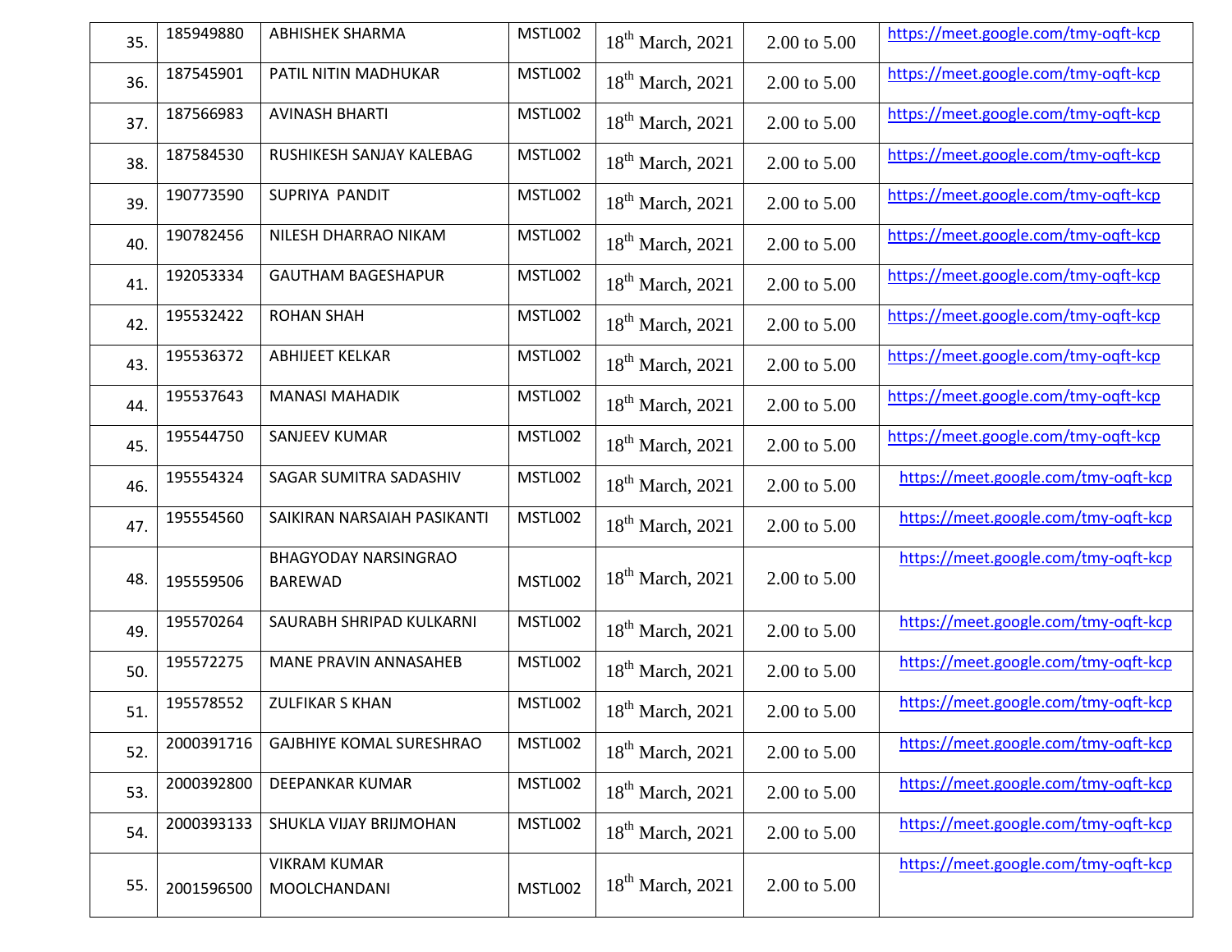| 35. | 185949880 | ABHISHEK SHARMA | MSTL002 | 18th March, 2021 | 2.00 to 5.00 | https://meet.google.com/tmy-oqft-kcp |
|---|---|---|---|---|---|---|
| 36. | 187545901 | PATIL NITIN MADHUKAR | MSTL002 | 18th March, 2021 | 2.00 to 5.00 | https://meet.google.com/tmy-oqft-kcp |
| 37. | 187566983 | AVINASH BHARTI | MSTL002 | 18th March, 2021 | 2.00 to 5.00 | https://meet.google.com/tmy-oqft-kcp |
| 38. | 187584530 | RUSHIKESH SANJAY KALEBAG | MSTL002 | 18th March, 2021 | 2.00 to 5.00 | https://meet.google.com/tmy-oqft-kcp |
| 39. | 190773590 | SUPRIYA PANDIT | MSTL002 | 18th March, 2021 | 2.00 to 5.00 | https://meet.google.com/tmy-oqft-kcp |
| 40. | 190782456 | NILESH DHARRAO NIKAM | MSTL002 | 18th March, 2021 | 2.00 to 5.00 | https://meet.google.com/tmy-oqft-kcp |
| 41. | 192053334 | GAUTHAM BAGESHAPUR | MSTL002 | 18th March, 2021 | 2.00 to 5.00 | https://meet.google.com/tmy-oqft-kcp |
| 42. | 195532422 | ROHAN SHAH | MSTL002 | 18th March, 2021 | 2.00 to 5.00 | https://meet.google.com/tmy-oqft-kcp |
| 43. | 195536372 | ABHIJEET KELKAR | MSTL002 | 18th March, 2021 | 2.00 to 5.00 | https://meet.google.com/tmy-oqft-kcp |
| 44. | 195537643 | MANASI MAHADIK | MSTL002 | 18th March, 2021 | 2.00 to 5.00 | https://meet.google.com/tmy-oqft-kcp |
| 45. | 195544750 | SANJEEV KUMAR | MSTL002 | 18th March, 2021 | 2.00 to 5.00 | https://meet.google.com/tmy-oqft-kcp |
| 46. | 195554324 | SAGAR SUMITRA SADASHIV | MSTL002 | 18th March, 2021 | 2.00 to 5.00 | https://meet.google.com/tmy-oqft-kcp |
| 47. | 195554560 | SAIKIRAN NARSAIAH PASIKANTI | MSTL002 | 18th March, 2021 | 2.00 to 5.00 | https://meet.google.com/tmy-oqft-kcp |
| 48. | 195559506 | BHAGYODAY NARSINGRAO BAREWAD | MSTL002 | 18th March, 2021 | 2.00 to 5.00 | https://meet.google.com/tmy-oqft-kcp |
| 49. | 195570264 | SAURABH SHRIPAD KULKARNI | MSTL002 | 18th March, 2021 | 2.00 to 5.00 | https://meet.google.com/tmy-oqft-kcp |
| 50. | 195572275 | MANE PRAVIN ANNASAHEB | MSTL002 | 18th March, 2021 | 2.00 to 5.00 | https://meet.google.com/tmy-oqft-kcp |
| 51. | 195578552 | ZULFIKAR S KHAN | MSTL002 | 18th March, 2021 | 2.00 to 5.00 | https://meet.google.com/tmy-oqft-kcp |
| 52. | 2000391716 | GAJBHIYE KOMAL SURESHRAO | MSTL002 | 18th March, 2021 | 2.00 to 5.00 | https://meet.google.com/tmy-oqft-kcp |
| 53. | 2000392800 | DEEPANKAR KUMAR | MSTL002 | 18th March, 2021 | 2.00 to 5.00 | https://meet.google.com/tmy-oqft-kcp |
| 54. | 2000393133 | SHUKLA VIJAY BRIJMOHAN | MSTL002 | 18th March, 2021 | 2.00 to 5.00 | https://meet.google.com/tmy-oqft-kcp |
| 55. | 2001596500 | VIKRAM KUMAR MOOLCHANDANI | MSTL002 | 18th March, 2021 | 2.00 to 5.00 | https://meet.google.com/tmy-oqft-kcp |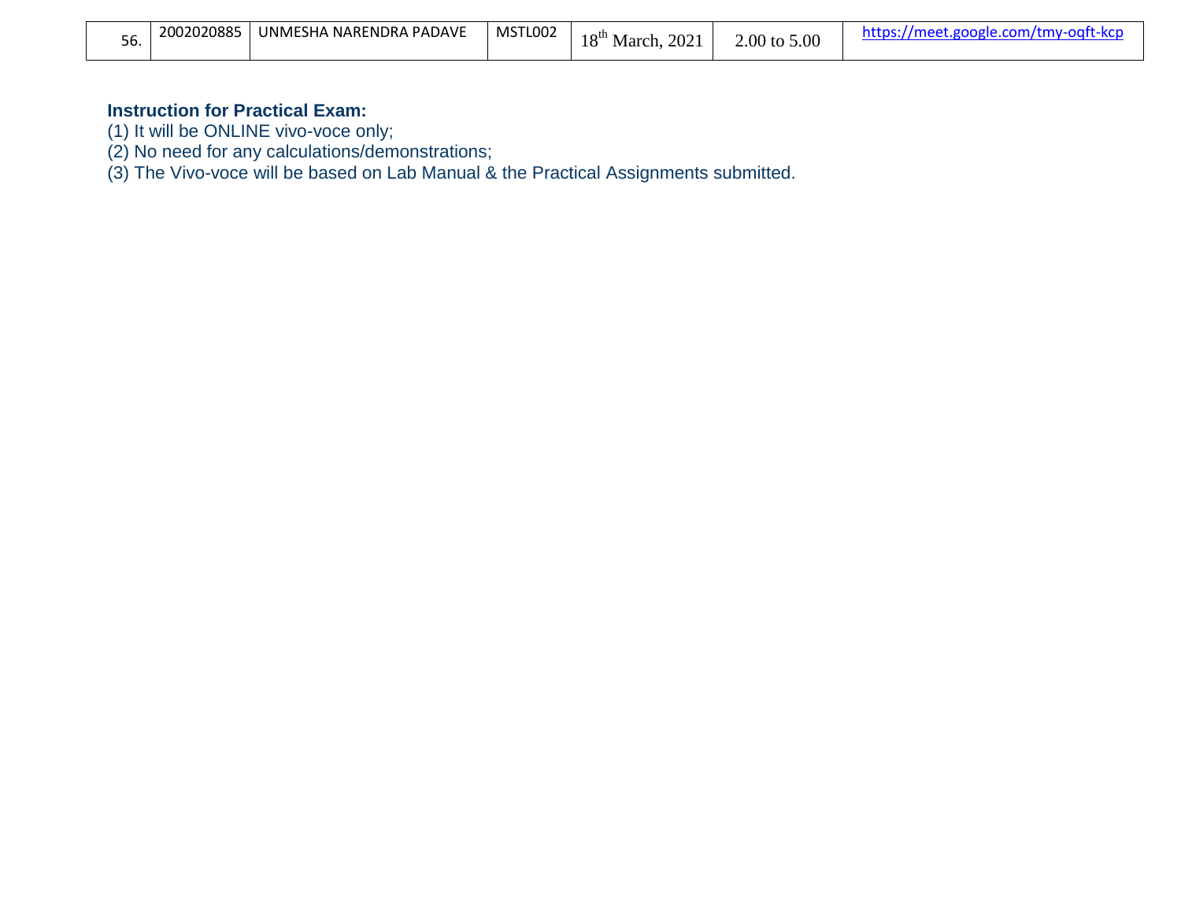| | | | | | | |
|---|---|---|---|---|---|---|
| 56. | 2002020885 | UNMESHA NARENDRA PADAVE | MSTL002 | 18th March, 2021 | 2.00 to 5.00 | https://meet.google.com/tmy-oqft-kcp |

**Instruction for Practical Exam:**

(1) It will be ONLINE vivo-voce only;

(2) No need for any calculations/demonstrations;

(3) The Vivo-voce will be based on Lab Manual & the Practical Assignments submitted.